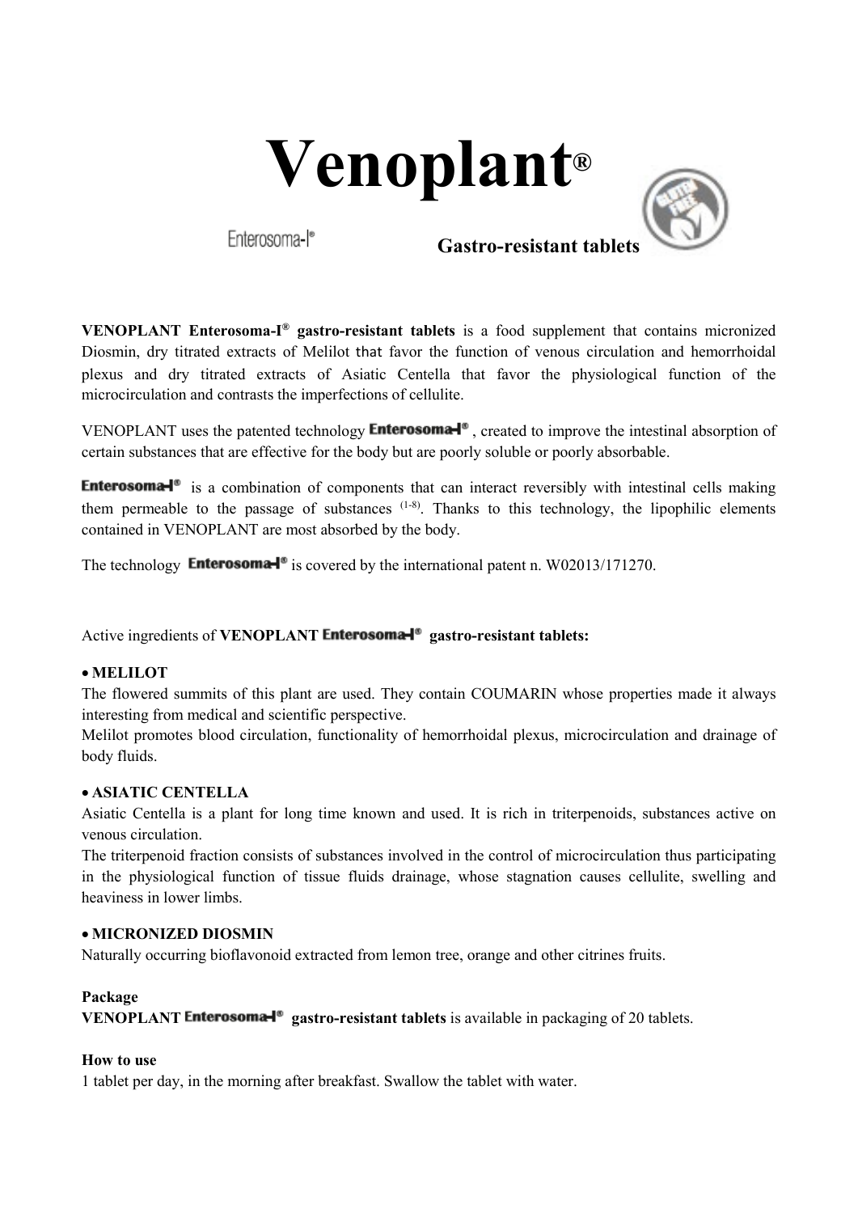# Venoplant®

Enterosoma-I®

**Gastro-resistant tablets**

**VENOPLANT Enterosoma-I® gastro-resistant tablets** is a food supplement that contains micronized Diosmin, dry titrated extracts of Melilot that favor the function of venous circulation and hemorrhoidal plexus and dry titrated extracts of Asiatic Centella that favor the physiological function of the microcirculation and contrasts the imperfections of cellulite.

VENOPLANT uses the patented technology **Enterosoma-I®**, created to improve the intestinal absorption of certain substances that are effective for the body but are poorly soluble or poorly absorbable.

**Enterosoma-I®** is a combination of components that can interact reversibly with intestinal cells making them permeable to the passage of substances [1-8]. Thanks to this technology, the lipophilic elements contained in VENOPLANT are most absorbed by the body.

The technology **Enterosoma-I®** is covered by the international patent n. W02013/171270.

Active ingredients of **VENOPLANT Enterosoma-I® gastro-resistant tablets:**

- **MELILOT**
  The flowered summits of this plant are used. They contain COUMARIN whose properties made it always interesting from medical and scientific perspective.
  Melilot promotes blood circulation, functionality of hemorrhoidal plexus, microcirculation and drainage of body fluids.

- **ASIATIC CENTELLA**
  Asiatic Centella is a plant for long time known and used. It is rich in triterpenoids, substances active on venous circulation.
  The triterpenoid fraction consists of substances involved in the control of microcirculation thus participating in the physiological function of tissue fluids drainage, whose stagnation causes cellulite, swelling and heaviness in lower limbs.

- **MICRONIZED DIOSMIN**
  Naturally occurring bioflavonoid extracted from lemon tree, orange and other citrines fruits.

**Package**
**VENOPLANT Enterosoma-I® gastro-resistant tablets** is available in packaging of 20 tablets.

**How to use**
1 tablet per day, in the morning after breakfast. Swallow the tablet with water.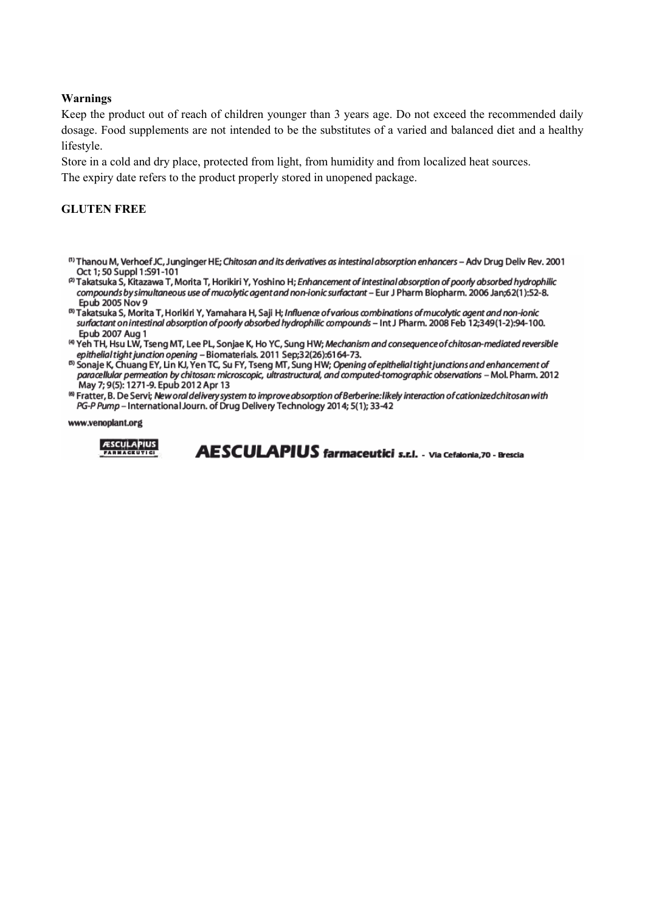**Warnings**

Keep the product out of reach of children younger than 3 years age. Do not exceed the recommended daily dosage. Food supplements are not intended to be the substitutes of a varied and balanced diet and a healthy lifestyle.

Store in a cold and dry place, protected from light, from humidity and from localized heat sources.

The expiry date refers to the product properly stored in unopened package.

**GLUTEN FREE**

[1] Thanou M, Verhoef JC, Junginger HE; *Chitosan and its derivatives as intestinal absorption enhancers* – Adv Drug Deliv Rev. 2001 Oct 1; 50 Suppl 1:S91-101

[2] Takatsuka S, Kitazawa T, Morita T, Horikiri Y, Yoshino H; *Enhancement of intestinal absorption of poorly absorbed hydrophilic compounds by simultaneous use of mucolytic agent and non-ionic surfactant* – Eur J Pharm Biopharm. 2006 Jan;62(1):52-8. Epub 2005 Nov 9

[3] Takatsuka S, Morita T, Horikiri Y, Yamahara H, Saji H; *Influence of various combinations of mucolytic agent and non-ionic surfactant on intestinal absorption of poorly absorbed hydrophilic compounds* – Int J Pharm. 2008 Feb 12;349(1-2):94-100. Epub 2007 Aug 1

[4] Yeh TH, Hsu LW, Tseng MT, Lee PL, Sonjae K, Ho YC, Sung HW; *Mechanism and consequence of chitosan-mediated reversible epithelial tight junction opening* – Biomaterials. 2011 Sep;32(26):6164-73.

[5] Sonaje K, Chuang EY, Lin KJ, Yen TC, Su FY, Tseng MT, Sung HW; *Opening of epithelial tight junctions and enhancement of paracellular permeation by chitosan: microscopic, ultrastructural, and computed-tomographic observations* – Mol. Pharm. 2012 May 7; 9(5): 1271-9. Epub 2012 Apr 13

[6] Fratter, B. De Servi; *New oral delivery system to improve absorption of Berberine: likely interaction of cationized chitosan with PG-P Pump* – International Journ. of Drug Delivery Technology 2014; 5(1); 33-42

www.venoplant.org

AESCULAPIUS FARMACEUTICI

**AESCULAPIUS farmaceutici s.r.l.** - Via Cefalonia,70 - Brescia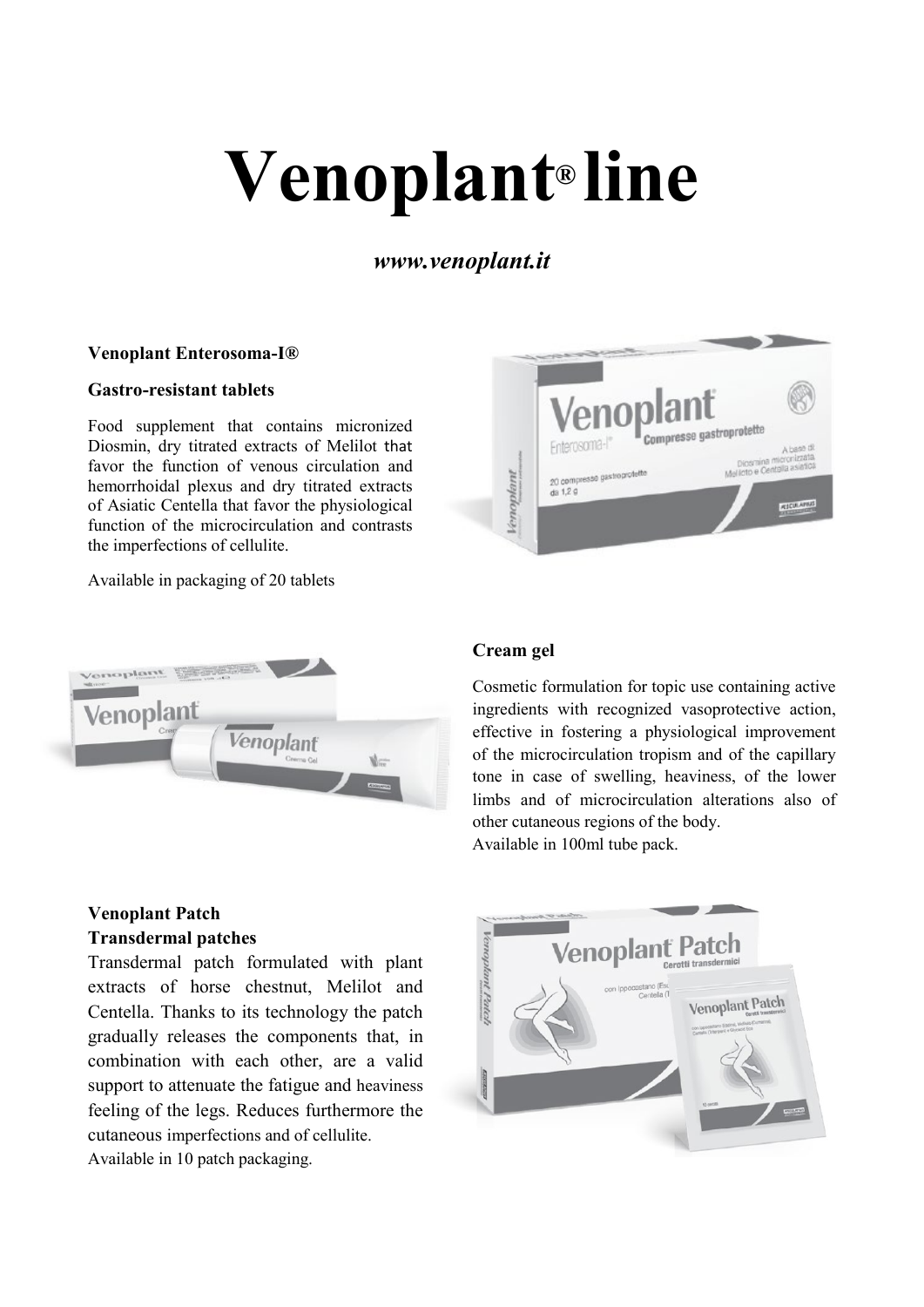# Venoplant® line

*www.venoplant.it*

**Venoplant Enterosoma-I®**

**Gastro-resistant tablets**

Food supplement that contains micronized Diosmin, dry titrated extracts of Melilot that favor the function of venous circulation and hemorrhoidal plexus and dry titrated extracts of Asiatic Centella that favor the physiological function of the microcirculation and contrasts the imperfections of cellulite.

Available in packaging of 20 tablets

**Cream gel**

Cosmetic formulation for topic use containing active ingredients with recognized vasoprotective action, effective in fostering a physiological improvement of the microcirculation tropism and of the capillary tone in case of swelling, heaviness, of the lower limbs and of microcirculation alterations also of other cutaneous regions of the body.
Available in 100ml tube pack.

**Venoplant Patch**
**Transdermal patches**

Transdermal patch formulated with plant extracts of horse chestnut, Melilot and Centella. Thanks to its technology the patch gradually releases the components that, in combination with each other, are a valid support to attenuate the fatigue and heaviness feeling of the legs. Reduces furthermore the cutaneous imperfections and of cellulite.
Available in 10 patch packaging.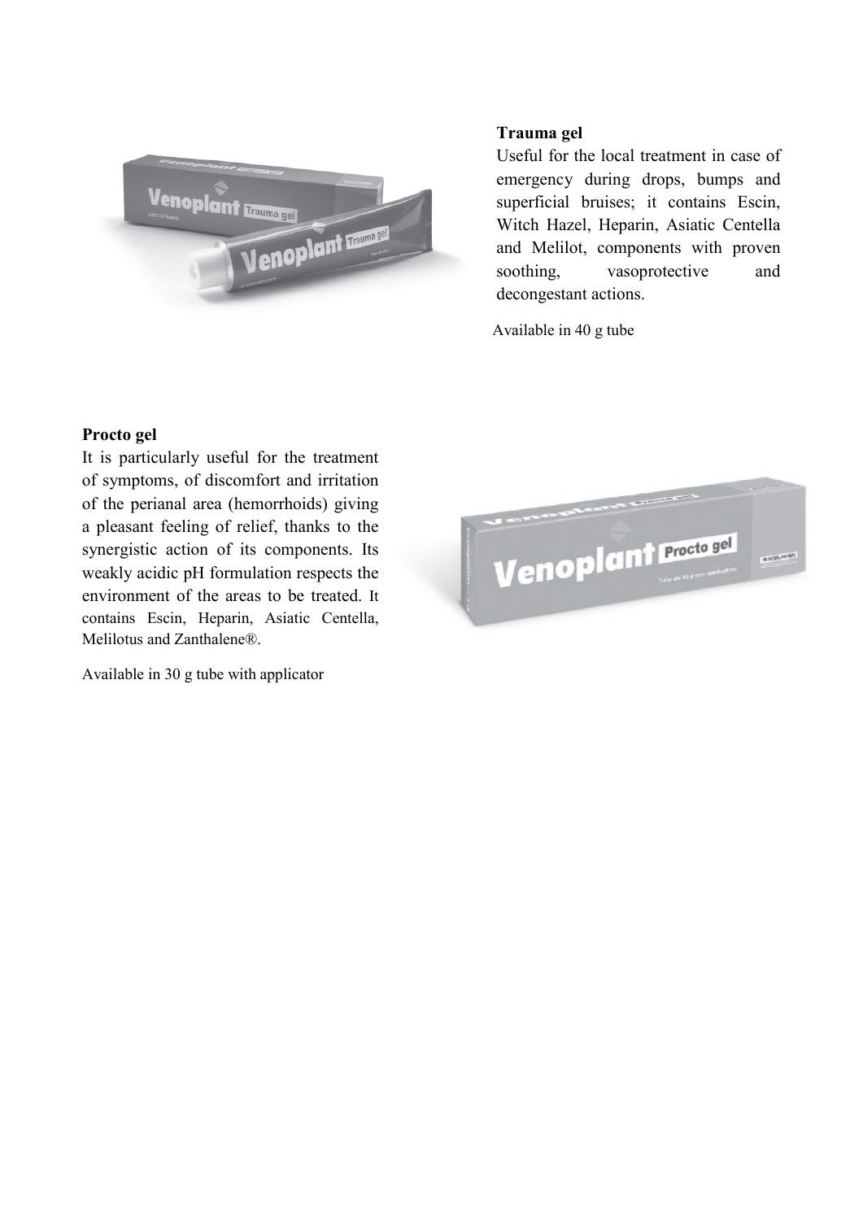**Trauma gel**

Useful for the local treatment in case of emergency during drops, bumps and superficial bruises; it contains Escin, Witch Hazel, Heparin, Asiatic Centella and Melilot, components with proven soothing, vasoprotective and decongestant actions.

Available in 40 g tube

**Procto gel**

It is particularly useful for the treatment of symptoms, of discomfort and irritation of the perianal area (hemorrhoids) giving a pleasant feeling of relief, thanks to the synergistic action of its components. Its weakly acidic pH formulation respects the environment of the areas to be treated. It contains Escin, Heparin, Asiatic Centella, Melilotus and Zanthalene®.

Available in 30 g tube with applicator